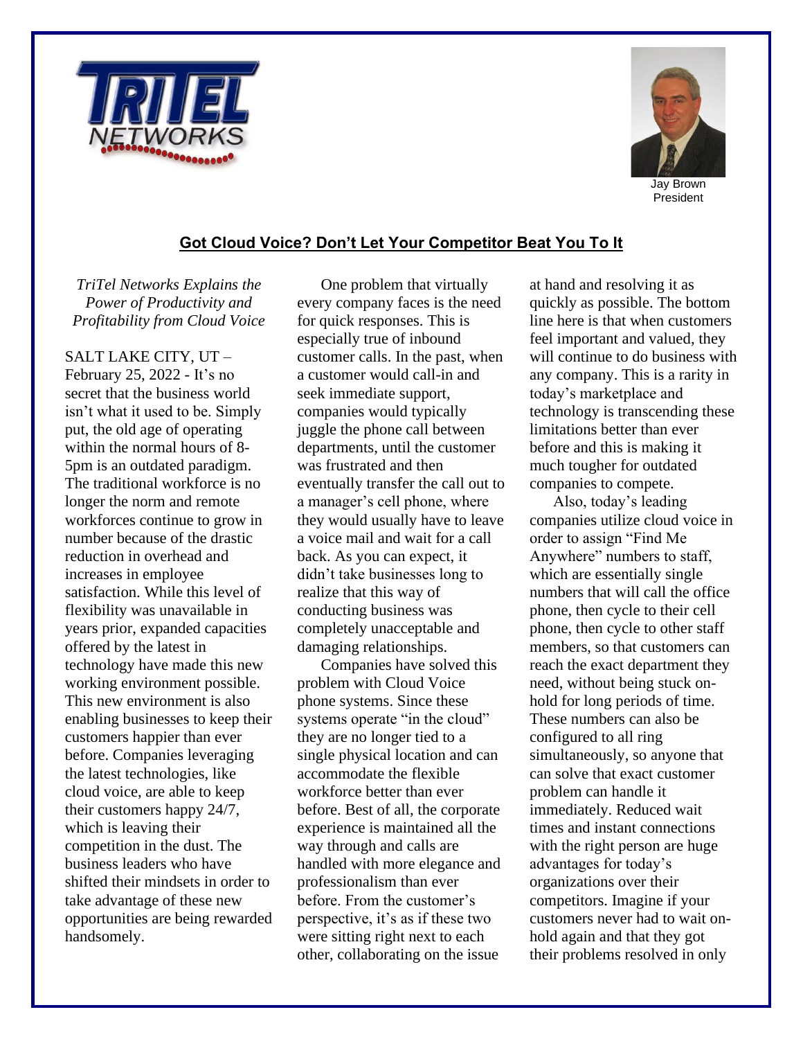Jay Brown
President

## Got Cloud Voice? Don't Let Your Competitor Beat You To It

*TriTel Networks Explains the Power of Productivity and Profitability from Cloud Voice*

SALT LAKE CITY, UT – February 25, 2022 - It's no secret that the business world isn't what it used to be. Simply put, the old age of operating within the normal hours of 8-5pm is an outdated paradigm. The traditional workforce is no longer the norm and remote workforces continue to grow in number because of the drastic reduction in overhead and increases in employee satisfaction. While this level of flexibility was unavailable in years prior, expanded capacities offered by the latest in technology have made this new working environment possible. This new environment is also enabling businesses to keep their customers happier than ever before. Companies leveraging the latest technologies, like cloud voice, are able to keep their customers happy 24/7, which is leaving their competition in the dust. The business leaders who have shifted their mindsets in order to take advantage of these new opportunities are being rewarded handsomely.

One problem that virtually every company faces is the need for quick responses. This is especially true of inbound customer calls. In the past, when a customer would call-in and seek immediate support, companies would typically juggle the phone call between departments, until the customer was frustrated and then eventually transfer the call out to a manager's cell phone, where they would usually have to leave a voice mail and wait for a call back. As you can expect, it didn't take businesses long to realize that this way of conducting business was completely unacceptable and damaging relationships.

Companies have solved this problem with Cloud Voice phone systems. Since these systems operate "in the cloud" they are no longer tied to a single physical location and can accommodate the flexible workforce better than ever before. Best of all, the corporate experience is maintained all the way through and calls are handled with more elegance and professionalism than ever before. From the customer's perspective, it's as if these two were sitting right next to each other, collaborating on the issue at hand and resolving it as quickly as possible. The bottom line here is that when customers feel important and valued, they will continue to do business with any company. This is a rarity in today's marketplace and technology is transcending these limitations better than ever before and this is making it much tougher for outdated companies to compete.

Also, today's leading companies utilize cloud voice in order to assign "Find Me Anywhere" numbers to staff, which are essentially single numbers that will call the office phone, then cycle to their cell phone, then cycle to other staff members, so that customers can reach the exact department they need, without being stuck on-hold for long periods of time. These numbers can also be configured to all ring simultaneously, so anyone that can solve that exact customer problem can handle it immediately. Reduced wait times and instant connections with the right person are huge advantages for today's organizations over their competitors. Imagine if your customers never had to wait on-hold again and that they got their problems resolved in only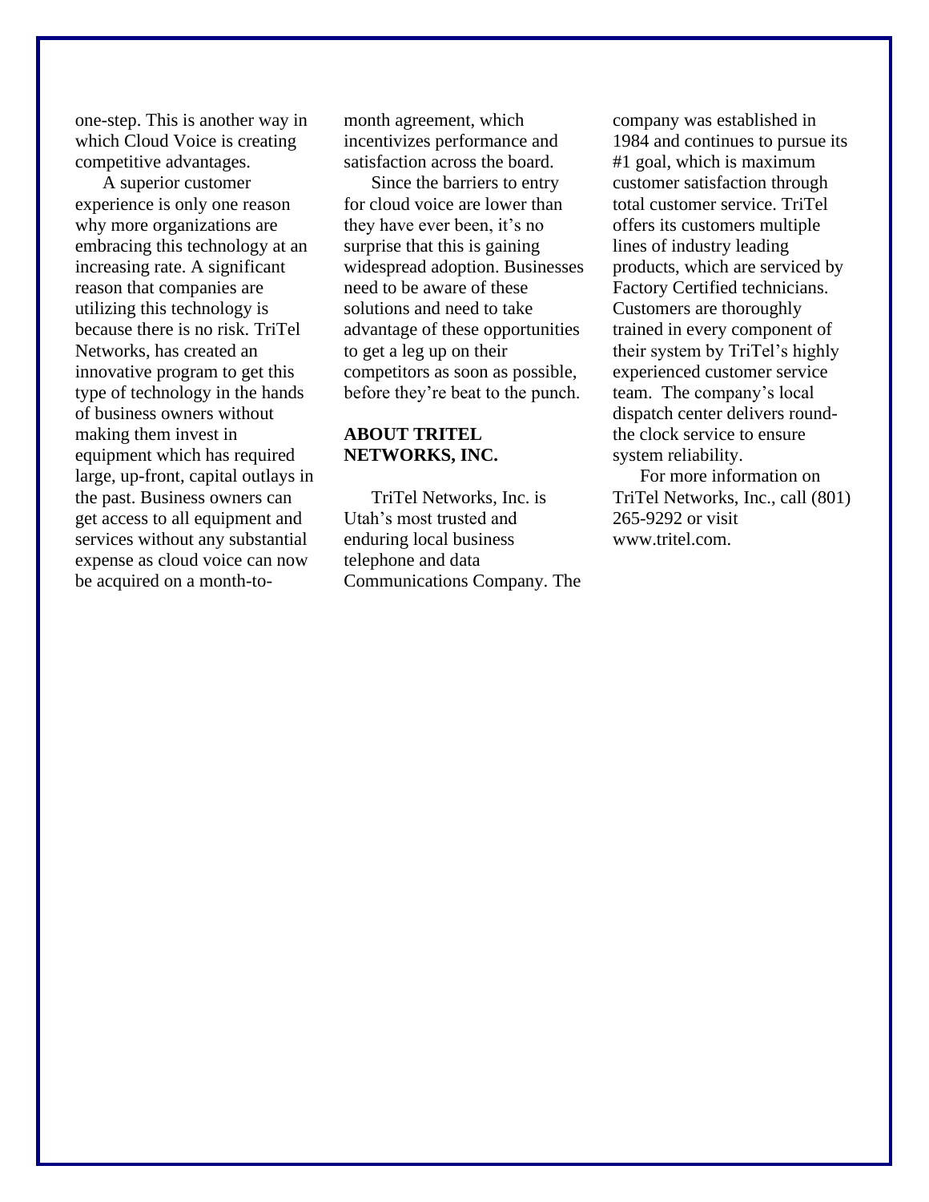one-step. This is another way in which Cloud Voice is creating competitive advantages.

A superior customer experience is only one reason why more organizations are embracing this technology at an increasing rate. A significant reason that companies are utilizing this technology is because there is no risk. TriTel Networks, has created an innovative program to get this type of technology in the hands of business owners without making them invest in equipment which has required large, up-front, capital outlays in the past. Business owners can get access to all equipment and services without any substantial expense as cloud voice can now be acquired on a month-to-month agreement, which incentivizes performance and satisfaction across the board.

Since the barriers to entry for cloud voice are lower than they have ever been, it's no surprise that this is gaining widespread adoption. Businesses need to be aware of these solutions and need to take advantage of these opportunities to get a leg up on their competitors as soon as possible, before they're beat to the punch.

**ABOUT TRITEL NETWORKS, INC.**

TriTel Networks, Inc. is Utah's most trusted and enduring local business telephone and data Communications Company. The company was established in 1984 and continues to pursue its #1 goal, which is maximum customer satisfaction through total customer service. TriTel offers its customers multiple lines of industry leading products, which are serviced by Factory Certified technicians. Customers are thoroughly trained in every component of their system by TriTel's highly experienced customer service team. The company's local dispatch center delivers round-the clock service to ensure system reliability.

For more information on TriTel Networks, Inc., call (801) 265-9292 or visit www.tritel.com.